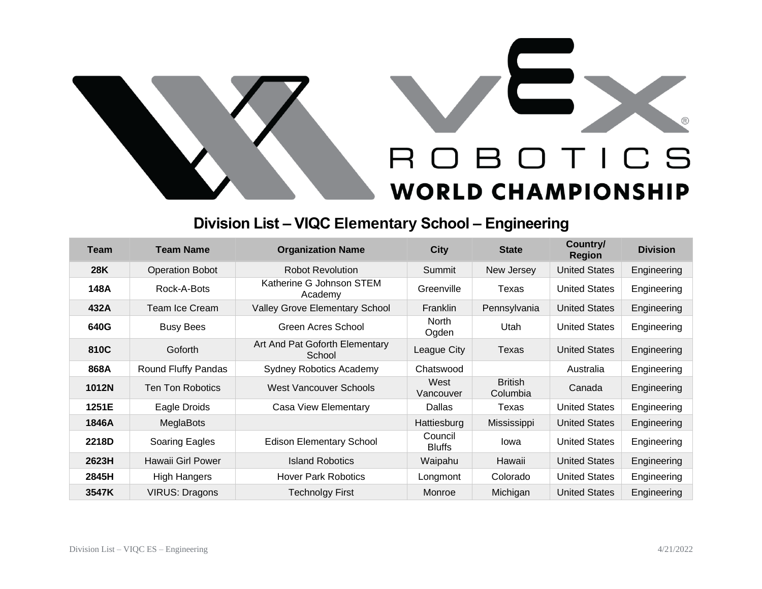# VEX Robotics World Championship

## Division List – VIQC Elementary School – Engineering

| Team | Team Name | Organization Name | City | State | Country/ Region | Division |
|---|---|---|---|---|---|---|
| **28K** | Operation Bobot | Robot Revolution | Summit | New Jersey | United States | Engineering |
| **148A** | Rock-A-Bots | Katherine G Johnson STEM Academy | Greenville | Texas | United States | Engineering |
| **432A** | Team Ice Cream | Valley Grove Elementary School | Franklin | Pennsylvania | United States | Engineering |
| **640G** | Busy Bees | Green Acres School | North Ogden | Utah | United States | Engineering |
| **810C** | Goforth | Art And Pat Goforth Elementary School | League City | Texas | United States | Engineering |
| **868A** | Round Fluffy Pandas | Sydney Robotics Academy | Chatswood | | Australia | Engineering |
| **1012N** | Ten Ton Robotics | West Vancouver Schools | West Vancouver | British Columbia | Canada | Engineering |
| **1251E** | Eagle Droids | Casa View Elementary | Dallas | Texas | United States | Engineering |
| **1846A** | MeglaBots | | Hattiesburg | Mississippi | United States | Engineering |
| **2218D** | Soaring Eagles | Edison Elementary School | Council Bluffs | Iowa | United States | Engineering |
| **2623H** | Hawaii Girl Power | Island Robotics | Waipahu | Hawaii | United States | Engineering |
| **2845H** | High Hangers | Hover Park Robotics | Longmont | Colorado | United States | Engineering |
| **3547K** | VIRUS: Dragons | Technolgy First | Monroe | Michigan | United States | Engineering |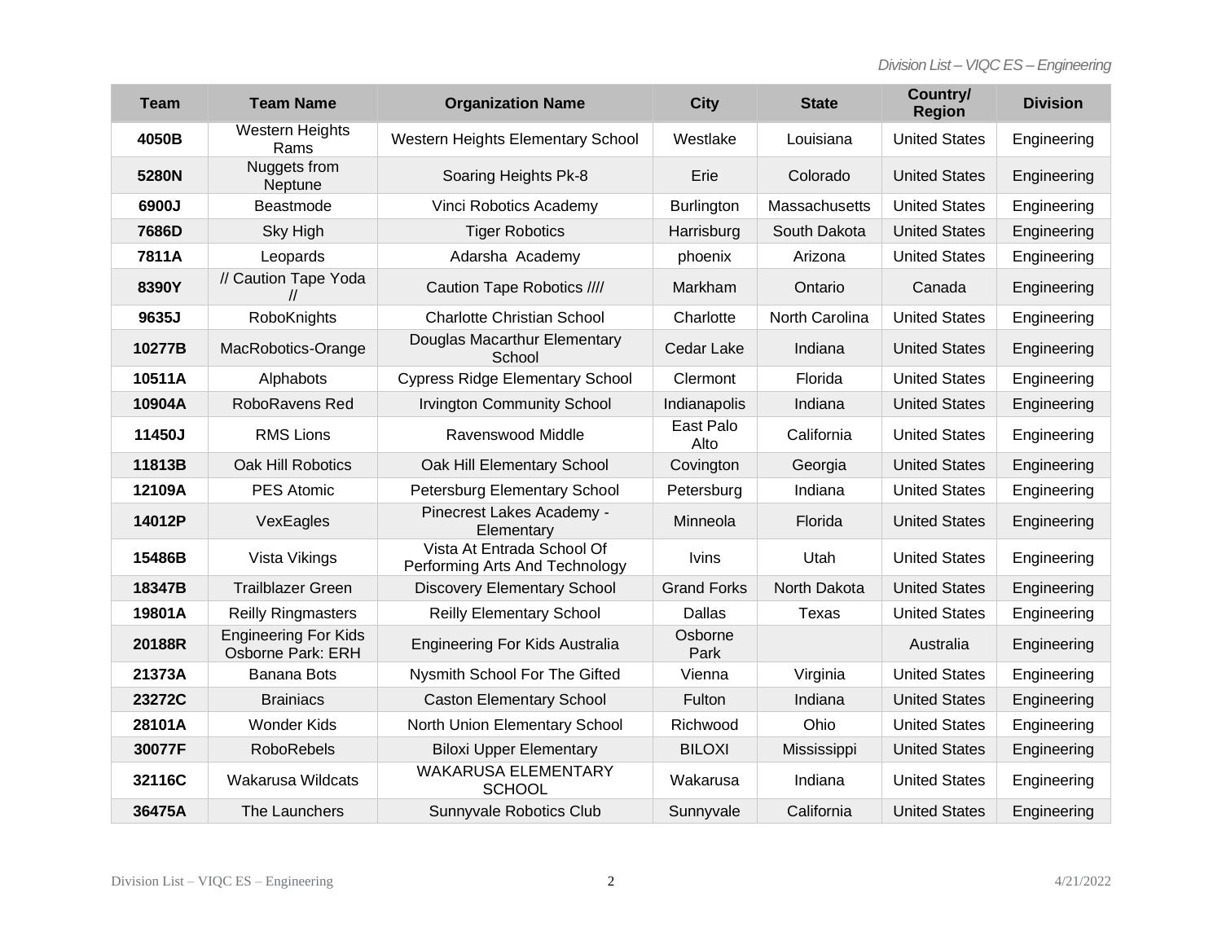| Team | Team Name | Organization Name | City | State | Country/ Region | Division |
|---|---|---|---|---|---|---|
| **4050B** | Western Heights Rams | Western Heights Elementary School | Westlake | Louisiana | United States | Engineering |
| **5280N** | Nuggets from Neptune | Soaring Heights Pk-8 | Erie | Colorado | United States | Engineering |
| **6900J** | Beastmode | Vinci Robotics Academy | Burlington | Massachusetts | United States | Engineering |
| **7686D** | Sky High | Tiger Robotics | Harrisburg | South Dakota | United States | Engineering |
| **7811A** | Leopards | Adarsha Academy | phoenix | Arizona | United States | Engineering |
| **8390Y** | // Caution Tape Yoda // | Caution Tape Robotics //// | Markham | Ontario | Canada | Engineering |
| **9635J** | RoboKnights | Charlotte Christian School | Charlotte | North Carolina | United States | Engineering |
| **10277B** | MacRobotics-Orange | Douglas Macarthur Elementary School | Cedar Lake | Indiana | United States | Engineering |
| **10511A** | Alphabots | Cypress Ridge Elementary School | Clermont | Florida | United States | Engineering |
| **10904A** | RoboRavens Red | Irvington Community School | Indianapolis | Indiana | United States | Engineering |
| **11450J** | RMS Lions | Ravenswood Middle | East Palo Alto | California | United States | Engineering |
| **11813B** | Oak Hill Robotics | Oak Hill Elementary School | Covington | Georgia | United States | Engineering |
| **12109A** | PES Atomic | Petersburg Elementary School | Petersburg | Indiana | United States | Engineering |
| **14012P** | VexEagles | Pinecrest Lakes Academy - Elementary | Minneola | Florida | United States | Engineering |
| **15486B** | Vista Vikings | Vista At Entrada School Of Performing Arts And Technology | Ivins | Utah | United States | Engineering |
| **18347B** | Trailblazer Green | Discovery Elementary School | Grand Forks | North Dakota | United States | Engineering |
| **19801A** | Reilly Ringmasters | Reilly Elementary School | Dallas | Texas | United States | Engineering |
| **20188R** | Engineering For Kids Osborne Park: ERH | Engineering For Kids Australia | Osborne Park | | Australia | Engineering |
| **21373A** | Banana Bots | Nysmith School For The Gifted | Vienna | Virginia | United States | Engineering |
| **23272C** | Brainiacs | Caston Elementary School | Fulton | Indiana | United States | Engineering |
| **28101A** | Wonder Kids | North Union Elementary School | Richwood | Ohio | United States | Engineering |
| **30077F** | RoboRebels | Biloxi Upper Elementary | BILOXI | Mississippi | United States | Engineering |
| **32116C** | Wakarusa Wildcats | WAKARUSA ELEMENTARY SCHOOL | Wakarusa | Indiana | United States | Engineering |
| **36475A** | The Launchers | Sunnyvale Robotics Club | Sunnyvale | California | United States | Engineering |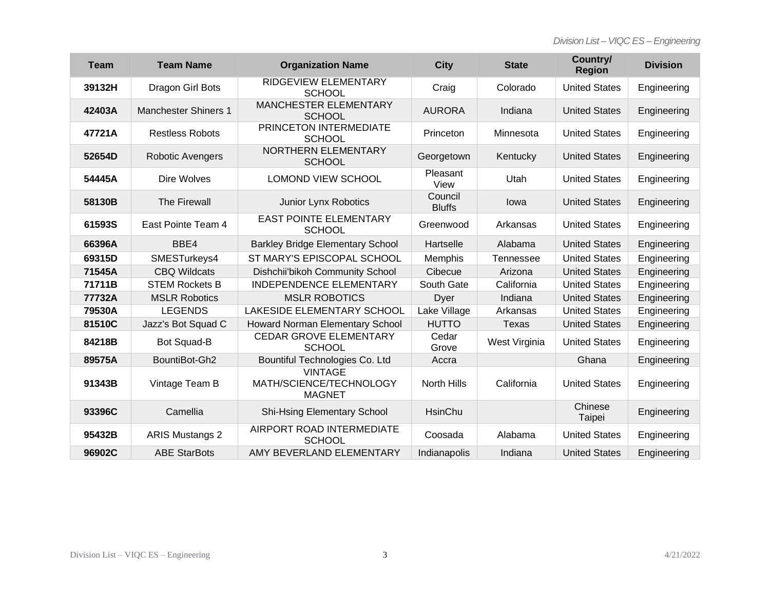| Team | Team Name | Organization Name | City | State | Country/ Region | Division |
|---|---|---|---|---|---|---|
| **39132H** | Dragon Girl Bots | RIDGEVIEW ELEMENTARY SCHOOL | Craig | Colorado | United States | Engineering |
| **42403A** | Manchester Shiners 1 | MANCHESTER ELEMENTARY SCHOOL | AURORA | Indiana | United States | Engineering |
| **47721A** | Restless Robots | PRINCETON INTERMEDIATE SCHOOL | Princeton | Minnesota | United States | Engineering |
| **52654D** | Robotic Avengers | NORTHERN ELEMENTARY SCHOOL | Georgetown | Kentucky | United States | Engineering |
| **54445A** | Dire Wolves | LOMOND VIEW SCHOOL | Pleasant View | Utah | United States | Engineering |
| **58130B** | The Firewall | Junior Lynx Robotics | Council Bluffs | Iowa | United States | Engineering |
| **61593S** | East Pointe Team 4 | EAST POINTE ELEMENTARY SCHOOL | Greenwood | Arkansas | United States | Engineering |
| **66396A** | BBE4 | Barkley Bridge Elementary School | Hartselle | Alabama | United States | Engineering |
| **69315D** | SMESTurkeys4 | ST MARY'S EPISCOPAL SCHOOL | Memphis | Tennessee | United States | Engineering |
| **71545A** | CBQ Wildcats | Dishchii'bikoh Community School | Cibecue | Arizona | United States | Engineering |
| **71711B** | STEM Rockets B | INDEPENDENCE ELEMENTARY | South Gate | California | United States | Engineering |
| **77732A** | MSLR Robotics | MSLR ROBOTICS | Dyer | Indiana | United States | Engineering |
| **79530A** | LEGENDS | LAKESIDE ELEMENTARY SCHOOL | Lake Village | Arkansas | United States | Engineering |
| **81510C** | Jazz's Bot Squad C | Howard Norman Elementary School | HUTTO | Texas | United States | Engineering |
| **84218B** | Bot Squad-B | CEDAR GROVE ELEMENTARY SCHOOL | Cedar Grove | West Virginia | United States | Engineering |
| **89575A** | BountiBot-Gh2 | Bountiful Technologies Co. Ltd | Accra | | Ghana | Engineering |
| **91343B** | Vintage Team B | VINTAGE MATH/SCIENCE/TECHNOLOGY MAGNET | North Hills | California | United States | Engineering |
| **93396C** | Camellia | Shi-Hsing Elementary School | HsinChu | | Chinese Taipei | Engineering |
| **95432B** | ARIS Mustangs 2 | AIRPORT ROAD INTERMEDIATE SCHOOL | Coosada | Alabama | United States | Engineering |
| **96902C** | ABE StarBots | AMY BEVERLAND ELEMENTARY | Indianapolis | Indiana | United States | Engineering |